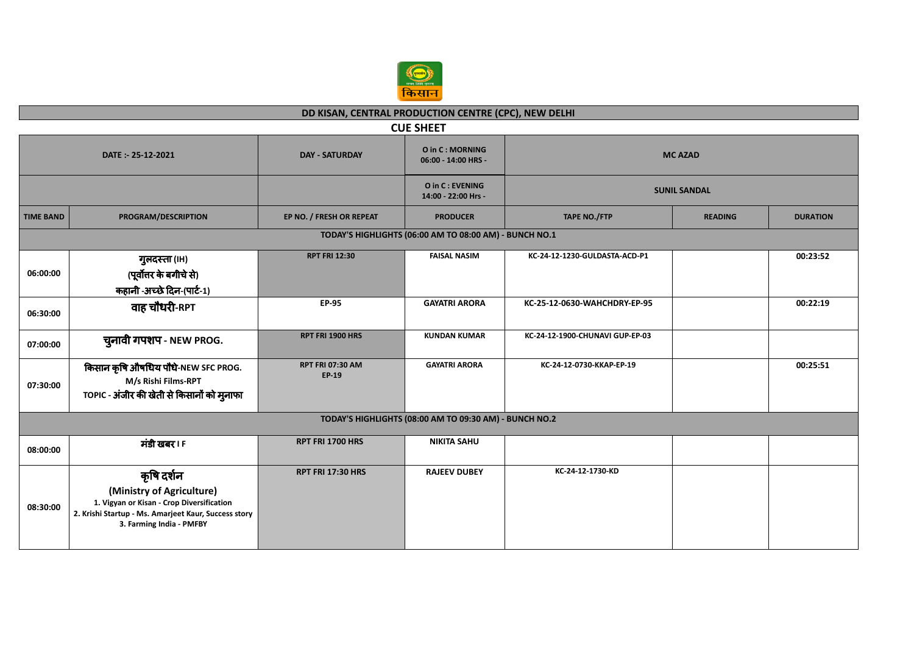# DD KISAN, CENTRAL PRODUCTION CENTRE (CPC), NEW DELHI

## CUE SHEET

| DATE :- 25-12-2021 | | DAY - SATURDAY | O in C : MORNING 06:00 - 14:00 HRS - | MC AZAD | | |
|---|---|---|---|---|---|---|
| | | | O in C : EVENING 14:00 - 22:00 Hrs - | SUNIL SANDAL | | |
| **TIME BAND** | **PROGRAM/DESCRIPTION** | **EP NO. / FRESH OR REPEAT** | **PRODUCER** | **TAPE NO./FTP** | **READING** | **DURATION** |
| **TODAY'S HIGHLIGHTS (06:00 AM TO 08:00 AM) - BUNCH NO.1** | | | | | | |
| 06:00:00 | गुलदस्ता (IH) (पूर्वोत्तर के बगीचे से) कहानी -अच्छे दिन-(पार्ट-1) | RPT FRI 12:30 | FAISAL NASIM | KC-24-12-1230-GULDASTA-ACD-P1 | | 00:23:52 |
| 06:30:00 | वाह चौधरी-RPT | EP-95 | GAYATRI ARORA | KC-25-12-0630-WAHCHDRY-EP-95 | | 00:22:19 |
| 07:00:00 | चुनावी गपशप - NEW PROG. | RPT FRI 1900 HRS | KUNDAN KUMAR | KC-24-12-1900-CHUNAVI GUP-EP-03 | | |
| 07:30:00 | किसान कृषि औषधिय पौधे-NEW SFC PROG. M/s Rishi Films-RPT TOPIC - अंजीर की खेती से किसानों को मुनाफा | RPT FRI 07:30 AM EP-19 | GAYATRI ARORA | KC-24-12-0730-KKAP-EP-19 | | 00:25:51 |
| **TODAY'S HIGHLIGHTS (08:00 AM TO 09:30 AM) - BUNCH NO.2** | | | | | | |
| 08:00:00 | मंडी खबर I F | RPT FRI 1700 HRS | NIKITA SAHU | | | |
| 08:30:00 | कृषि दर्शन (Ministry of Agriculture) 1. Vigyan or Kisan - Crop Diversification 2. Krishi Startup - Ms. Amarjeet Kaur, Success story 3. Farming India - PMFBY | RPT FRI 17:30 HRS | RAJEEV DUBEY | KC-24-12-1730-KD | | |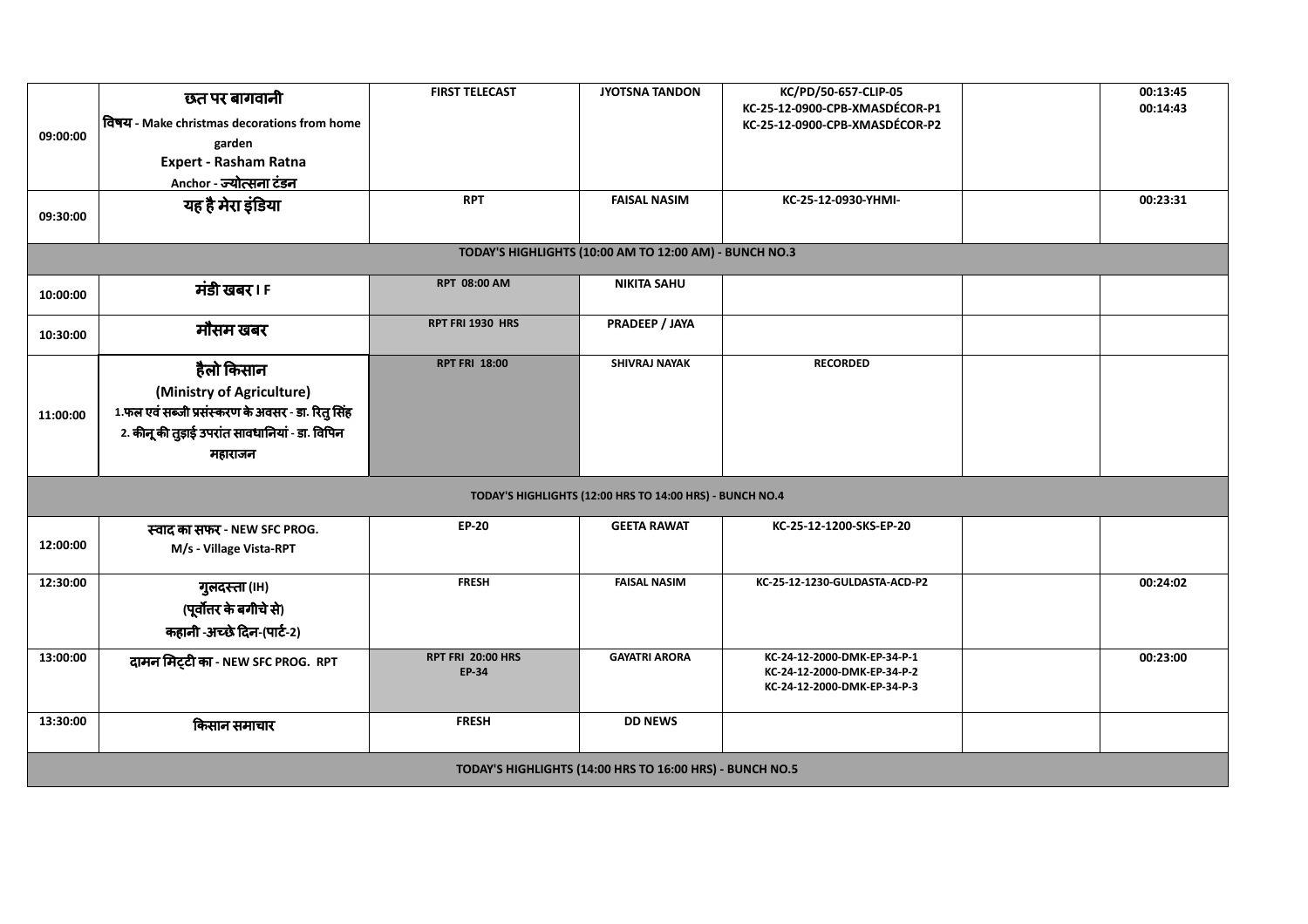| | | | | | | |
|---|---|---|---|---|---|---|
| 09:00:00 | **छत पर बागवानी**<br>**विषय - Make christmas decorations from home garden**<br>**Expert - Rasham Ratna**<br>**Anchor - ज्योत्सना टंडन** | **FIRST TELECAST** | **JYOTSNA TANDON** | **KC/PD/50-657-CLIP-05**<br>**KC-25-12-0900-CPB-XMASDÉCOR-P1**<br>**KC-25-12-0900-CPB-XMASDÉCOR-P2** | | **00:13:45**<br>**00:14:43** |
| 09:30:00 | **यह है मेरा इंडिया** | **RPT** | **FAISAL NASIM** | **KC-25-12-0930-YHMI-** | | **00:23:31** |
| **TODAY'S HIGHLIGHTS (10:00 AM TO 12:00 AM) - BUNCH NO.3** | | | | | | |
| 10:00:00 | **मंडी खबर I F** | **RPT 08:00 AM** | **NIKITA SAHU** | | | |
| 10:30:00 | **मौसम खबर** | **RPT FRI 1930 HRS** | **PRADEEP / JAYA** | | | |
| 11:00:00 | **हैलो किसान**<br>**(Ministry of Agriculture)**<br>**1.फल एवं सब्जी प्रसंस्करण के अवसर - डा. रितु सिंह**<br>**2. कीनू की तुड़ाई उपरांत सावधानियां - डा. विपिन महाराजन** | **RPT FRI 18:00** | **SHIVRAJ NAYAK** | **RECORDED** | | |
| **TODAY'S HIGHLIGHTS (12:00 HRS TO 14:00 HRS) - BUNCH NO.4** | | | | | | |
| 12:00:00 | **स्वाद का सफर - NEW SFC PROG.**<br>**M/s - Village Vista-RPT** | **EP-20** | **GEETA RAWAT** | **KC-25-12-1200-SKS-EP-20** | | |
| 12:30:00 | **गुलदस्ता (IH)**<br>**(पूर्वोत्तर के बगीचे से)**<br>**कहानी -अच्छे दिन-(पार्ट-2)** | **FRESH** | **FAISAL NASIM** | **KC-25-12-1230-GULDASTA-ACD-P2** | | **00:24:02** |
| 13:00:00 | **दामन मिट्टी का - NEW SFC PROG. RPT** | **RPT FRI 20:00 HRS**<br>**EP-34** | **GAYATRI ARORA** | **KC-24-12-2000-DMK-EP-34-P-1**<br>**KC-24-12-2000-DMK-EP-34-P-2**<br>**KC-24-12-2000-DMK-EP-34-P-3** | | **00:23:00** |
| 13:30:00 | **किसान समाचार** | **FRESH** | **DD NEWS** | | | |
| **TODAY'S HIGHLIGHTS (14:00 HRS TO 16:00 HRS) - BUNCH NO.5** | | | | | | |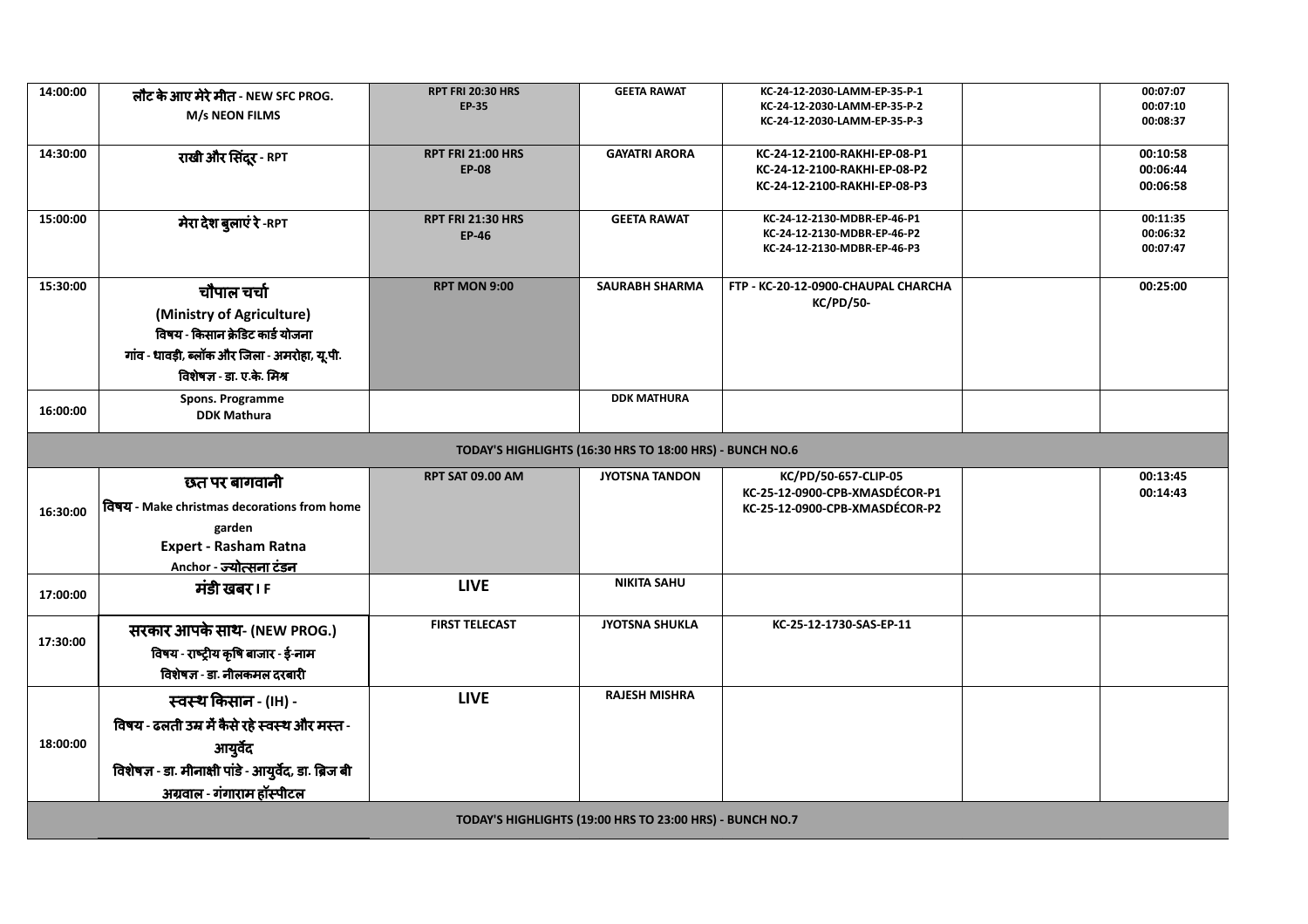| 14:00:00 | लौट के आए मेरे मीत - NEW SFC PROG.<br>M/s NEON FILMS | RPT FRI 20:30 HRS<br>EP-35 | GEETA RAWAT | KC-24-12-2030-LAMM-EP-35-P-1<br>KC-24-12-2030-LAMM-EP-35-P-2<br>KC-24-12-2030-LAMM-EP-35-P-3 | | 00:07:07<br>00:07:10<br>00:08:37 |
|---|---|---|---|---|---|---|
| 14:30:00 | राखी और सिंदूर - RPT | RPT FRI 21:00 HRS<br>EP-08 | GAYATRI ARORA | KC-24-12-2100-RAKHI-EP-08-P1<br>KC-24-12-2100-RAKHI-EP-08-P2<br>KC-24-12-2100-RAKHI-EP-08-P3 | | 00:10:58<br>00:06:44<br>00:06:58 |
| 15:00:00 | मेरा देश बुलाएं रे -RPT | RPT FRI 21:30 HRS<br>EP-46 | GEETA RAWAT | KC-24-12-2130-MDBR-EP-46-P1<br>KC-24-12-2130-MDBR-EP-46-P2<br>KC-24-12-2130-MDBR-EP-46-P3 | | 00:11:35<br>00:06:32<br>00:07:47 |
| 15:30:00 | चौपाल चर्चा<br>(Ministry of Agriculture)<br>विषय - किसान क्रेडिट कार्ड योजना<br>गांव - धावड़ी, ब्लॉक और जिला - अमरोहा, यू.पी.<br>विशेषज्ञ - डा. ए.के. मिश्र | RPT MON 9:00 | SAURABH SHARMA | FTP - KC-20-12-0900-CHAUPAL CHARCHA<br>KC/PD/50- | | 00:25:00 |
| 16:00:00 | Spons. Programme<br>DDK Mathura | | DDK MATHURA | | | |
| | | | TODAY'S HIGHLIGHTS (16:30 HRS TO 18:00 HRS) - BUNCH NO.6 | | | |
| 16:30:00 | छत पर बागवानी<br>विषय - Make christmas decorations from home garden<br>Expert - Rasham Ratna<br>Anchor - ज्योत्सना टंडन | RPT SAT 09.00 AM | JYOTSNA TANDON | KC/PD/50-657-CLIP-05<br>KC-25-12-0900-CPB-XMASDÉCOR-P1<br>KC-25-12-0900-CPB-XMASDÉCOR-P2 | | 00:13:45<br>00:14:43 |
| 17:00:00 | मंडी खबर I F | LIVE | NIKITA SAHU | | | |
| 17:30:00 | सरकार आपके साथ- (NEW PROG.)<br>विषय - राष्ट्रीय कृषि बाजार - ई-नाम<br>विशेषज्ञ - डा. नीलकमल दरबारी | FIRST TELECAST | JYOTSNA SHUKLA | KC-25-12-1730-SAS-EP-11 | | |
| 18:00:00 | स्वस्थ किसान - (IH) -<br>विषय - ढलती उम्र में कैसे रहे स्वस्थ और मस्त - आयुर्वेद<br>विशेषज्ञ - डा. मीनाक्षी पांडे - आयुर्वेद, डा. ब्रिज बी अग्रवाल - गंगाराम हॉस्पीटल | LIVE | RAJESH MISHRA | | | |
| | | | TODAY'S HIGHLIGHTS (19:00 HRS TO 23:00 HRS) - BUNCH NO.7 | | | |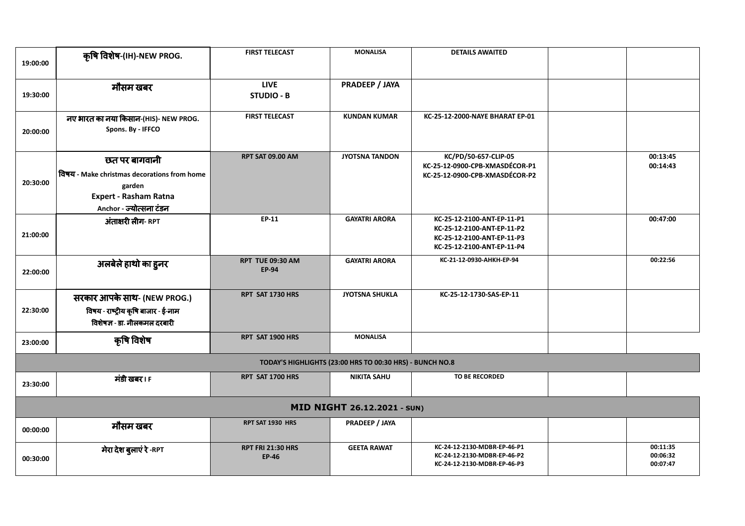| | | | | | | |
|---|---|---|---|---|---|---|
| 19:00:00 | **कृषि विशेष-(IH)-NEW PROG.** | **FIRST TELECAST** | **MONALISA** | **DETAILS AWAITED** | | |
| 19:30:00 | **मौसम खबर** | **LIVE STUDIO - B** | **PRADEEP / JAYA** | | | |
| 20:00:00 | **नए भारत का नया किसान-(HIS)- NEW PROG. Spons. By - IFFCO** | **FIRST TELECAST** | **KUNDAN KUMAR** | **KC-25-12-2000-NAYE BHARAT EP-01** | | |
| 20:30:00 | **छत पर बागवानी** **विषय - Make christmas decorations from home garden** **Expert - Rasham Ratna** **Anchor - ज्योत्सना टंडन** | **RPT SAT 09.00 AM** | **JYOTSNA TANDON** | **KC/PD/50-657-CLIP-05** **KC-25-12-0900-CPB-XMASDÉCOR-P1** **KC-25-12-0900-CPB-XMASDÉCOR-P2** | | **00:13:45** **00:14:43** |
| 21:00:00 | **अंताक्षरी लीग- RPT** | **EP-11** | **GAYATRI ARORA** | **KC-25-12-2100-ANT-EP-11-P1** **KC-25-12-2100-ANT-EP-11-P2** **KC-25-12-2100-ANT-EP-11-P3** **KC-25-12-2100-ANT-EP-11-P4** | | **00:47:00** |
| 22:00:00 | **अलबेले हाथो का हुनर** | **RPT TUE 09:30 AM EP-94** | **GAYATRI ARORA** | **KC-21-12-0930-AHKH-EP-94** | | **00:22:56** |
| 22:30:00 | **सरकार आपके साथ- (NEW PROG.)** **विषय - राष्ट्रीय कृषि बाजार - ई-नाम** **विशेषज्ञ - डा. नीलकमल दरबारी** | **RPT SAT 1730 HRS** | **JYOTSNA SHUKLA** | **KC-25-12-1730-SAS-EP-11** | | |
| 23:00:00 | **कृषि विशेष** | **RPT SAT 1900 HRS** | **MONALISA** | | | |
| **TODAY'S HIGHLIGHTS (23:00 HRS TO 00:30 HRS) - BUNCH NO.8** | | | | | | |
| 23:30:00 | **मंडी खबर I F** | **RPT SAT 1700 HRS** | **NIKITA SAHU** | **TO BE RECORDED** | | |
| **MID NIGHT 26.12.2021 - SUN)** | | | | | | |
| 00:00:00 | **मौसम खबर** | **RPT SAT 1930 HRS** | **PRADEEP / JAYA** | | | |
| 00:30:00 | **मेरा देश बुलाएं रे -RPT** | **RPT FRI 21:30 HRS EP-46** | **GEETA RAWAT** | **KC-24-12-2130-MDBR-EP-46-P1** **KC-24-12-2130-MDBR-EP-46-P2** **KC-24-12-2130-MDBR-EP-46-P3** | | **00:11:35** **00:06:32** **00:07:47** |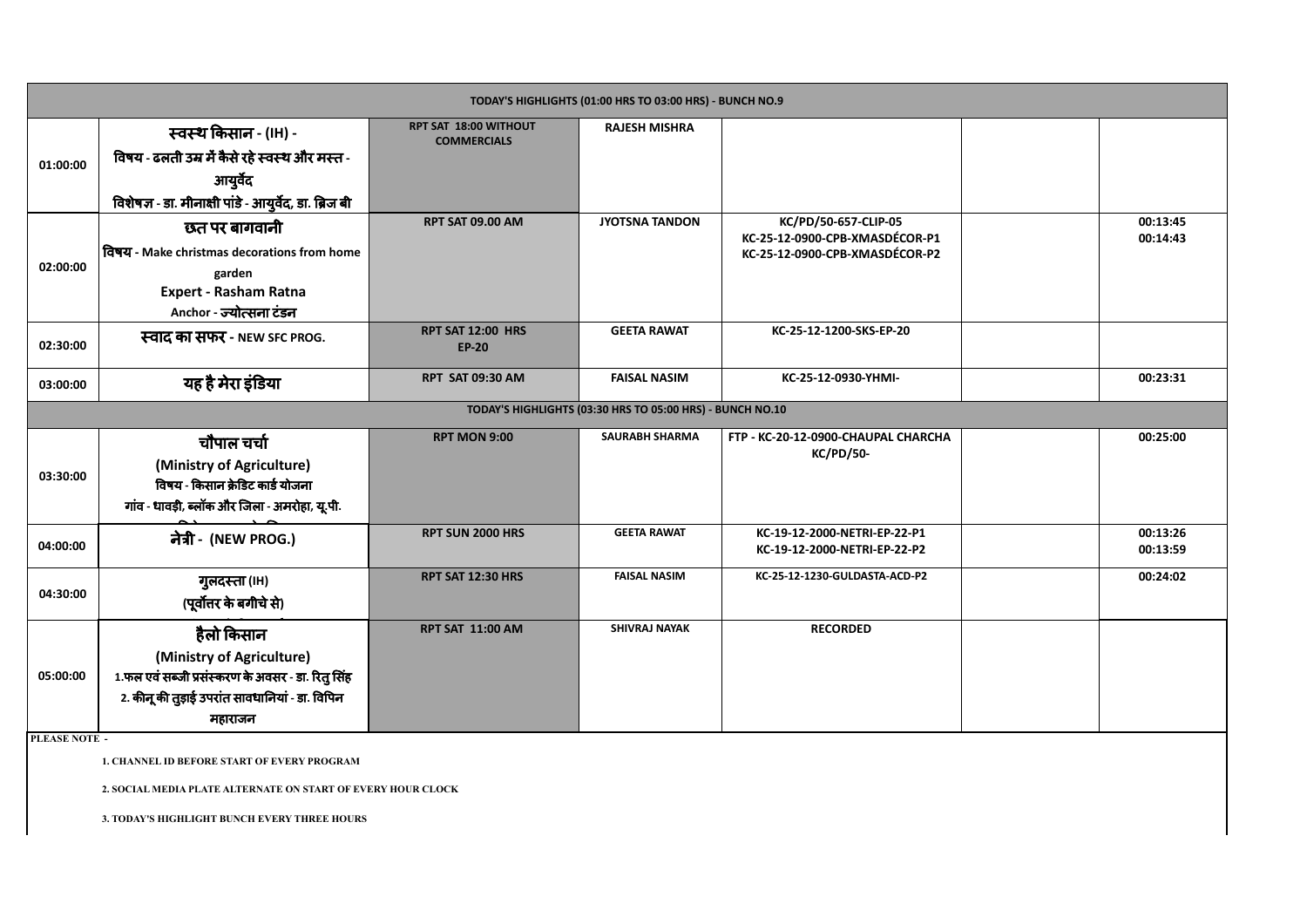| TODAY'S HIGHLIGHTS (01:00 HRS TO 03:00 HRS) - BUNCH NO.9 | | | | | | |
|---|---|---|---|---|---|---|
| 01:00:00 | स्वस्थ किसान - (IH) - विषय - ढलती उम्र में कैसे रहे स्वस्थ और मस्त - आयुर्वेद विशेषज्ञ - डा. मीनाक्षी पांडे - आयुर्वेद, डा. ब्रिज बी | RPT SAT 18:00 WITHOUT COMMERCIALS | RAJESH MISHRA | | | |
| 02:00:00 | छत पर बागवानी विषय - Make christmas decorations from home garden Expert - Rasham Ratna Anchor - ज्योत्सना टंडन | RPT SAT 09.00 AM | JYOTSNA TANDON | KC/PD/50-657-CLIP-05 KC-25-12-0900-CPB-XMASDÉCOR-P1 KC-25-12-0900-CPB-XMASDÉCOR-P2 | | 00:13:45 00:14:43 |
| 02:30:00 | स्वाद का सफर - NEW SFC PROG. | RPT SAT 12:00 HRS EP-20 | GEETA RAWAT | KC-25-12-1200-SKS-EP-20 | | |
| 03:00:00 | यह है मेरा इंडिया | RPT SAT 09:30 AM | FAISAL NASIM | KC-25-12-0930-YHMI- | | 00:23:31 |
| TODAY'S HIGHLIGHTS (03:30 HRS TO 05:00 HRS) - BUNCH NO.10 | | | | | | |
| 03:30:00 | चौपाल चर्चा (Ministry of Agriculture) विषय - किसान क्रेडिट कार्ड योजना गांव - धावड़ी, ब्लॉक और जिला - अमरोहा, यू.पी. | RPT MON 9:00 | SAURABH SHARMA | FTP - KC-20-12-0900-CHAUPAL CHARCHA KC/PD/50- | | 00:25:00 |
| 04:00:00 | नेत्री - (NEW PROG.) | RPT SUN 2000 HRS | GEETA RAWAT | KC-19-12-2000-NETRI-EP-22-P1 KC-19-12-2000-NETRI-EP-22-P2 | | 00:13:26 00:13:59 |
| 04:30:00 | गुलदस्ता (IH) (पूर्वोत्तर के बगीचे से) | RPT SAT 12:30 HRS | FAISAL NASIM | KC-25-12-1230-GULDASTA-ACD-P2 | | 00:24:02 |
| 05:00:00 | हैलो किसान (Ministry of Agriculture) 1.फल एवं सब्जी प्रसंस्करण के अवसर - डा. रितु सिंह 2. कीनू की तुड़ाई उपरांत सावधानियां - डा. विपिन महाराजन | RPT SAT 11:00 AM | SHIVRAJ NAYAK | RECORDED | | |

**PLEASE NOTE -**

1. CHANNEL ID BEFORE START OF EVERY PROGRAM
2. SOCIAL MEDIA PLATE ALTERNATE ON START OF EVERY HOUR CLOCK
3. TODAY'S HIGHLIGHT BUNCH EVERY THREE HOURS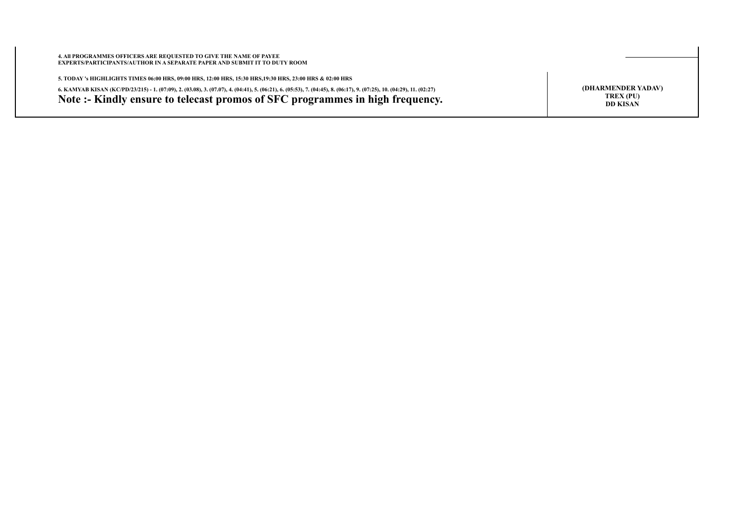**4. All PROGRAMMES OFFICERS ARE REQUESTED TO GIVE THE NAME OF PAYEE EXPERTS/PARTICIPANTS/AUTHOR IN A SEPARATE PAPER AND SUBMIT IT TO DUTY ROOM**

**5. TODAY 's HIGHLIGHTS TIMES 06:00 HRS, 09:00 HRS, 12:00 HRS, 15:30 HRS,19:30 HRS, 23:00 HRS & 02:00 HRS**

**6. KAMYAB KISAN (KC/PD/23/215) - 1. (07:09), 2. (03.08), 3. (07.07), 4. (04:41), 5. (06:21), 6. (05:53), 7. (04:45), 8. (06:17), 9. (07:25), 10. (04:29), 11. (02:27)**

**Note :- Kindly ensure to telecast promos of SFC programmes in high frequency.**

**(DHARMENDER YADAV)**
**TREX (PU)**
**DD KISAN**